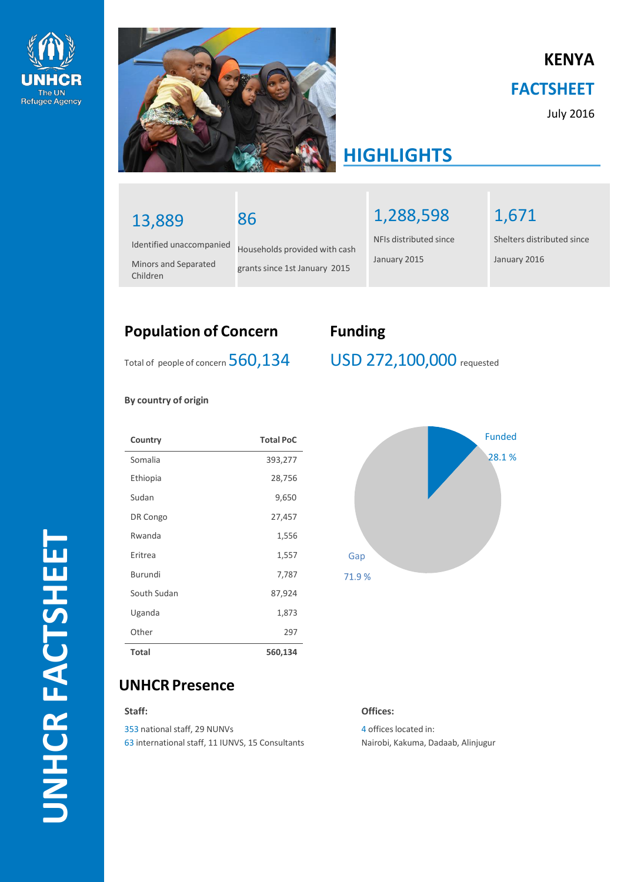UNHCR
The UN Refugee Agency

# KENYA

# FACTSHEET

July 2016

## HIGHLIGHTS

**13,889**
Identified unaccompanied Minors and Separated Children

**86**
Households provided with cash grants since 1st January 2015

**1,288,598**
NFIs distributed since January 2015

**1,671**
Shelters distributed since January 2016

## Population of Concern

Total of people of concern **560,134**

**By country of origin**

| Country | Total PoC |
|---|---|
| Somalia | 393,277 |
| Ethiopia | 28,756 |
| Sudan | 9,650 |
| DR Congo | 27,457 |
| Rwanda | 1,556 |
| Eritrea | 1,557 |
| Burundi | 7,787 |
| South Sudan | 87,924 |
| Uganda | 1,873 |
| Other | 297 |
| **Total** | **560,134** |

## Funding

**USD 272,100,000** requested

Funded 28.1 %

Gap 71.9 %

## UNHCR Presence

**Staff:**

353 national staff, 29 NUNVs
63 international staff, 11 IUNVS, 15 Consultants

**Offices:**

4 offices located in:
Nairobi, Kakuma, Dadaab, Alinjugur

UNHCR FACTSHEET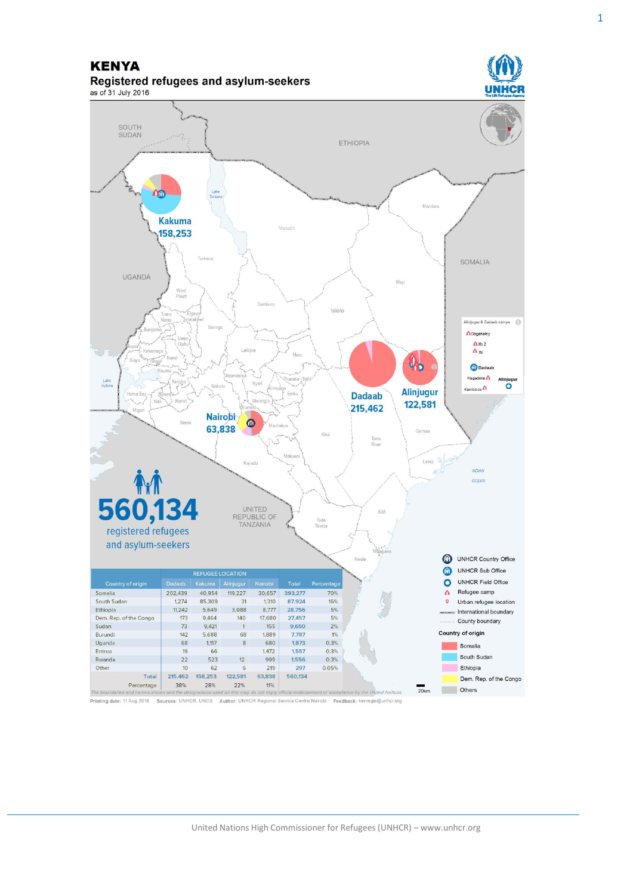# KENYA

## Registered refugees and asylum-seekers

as of 31 July 2016

Kakuma 158,253

Dadaab 215,462

Alinjugur 122,581

Nairobi 63,838

**560,134** registered refugees and asylum-seekers

| Country of origin | REFUGEE LOCATION | | | | | |
|---|---|---|---|---|---|---|
| | Dadaab | Kakuma | Alinjugur | Nairobi | Total | Percentage |
| Somalia | 202,439 | 40,954 | 119,227 | 30,657 | 393,277 | 70% |
| South Sudan | 1,274 | 85,309 | 31 | 1,310 | 87,924 | 16% |
| Ethiopia | 11,242 | 5,649 | 3,088 | 8,777 | 28,756 | 5% |
| Dem. Rep. of the Congo | 173 | 9,464 | 140 | 17,680 | 27,457 | 5% |
| Sudan | 73 | 9,421 | 1 | 155 | 9,650 | 2% |
| Burundi | 142 | 5,688 | 68 | 1,889 | 7,787 | 1% |
| Uganda | 68 | 1,117 | 8 | 680 | 1,873 | 0.3% |
| Eritrea | 19 | 66 | | 1,472 | 1,557 | 0.3% |
| Rwanda | 22 | 523 | 12 | 999 | 1,556 | 0.3% |
| Other | 10 | 62 | 6 | 219 | 297 | 0.05% |
| Total | 215,462 | 158,253 | 122,581 | 63,838 | 560,134 | |
| Percentage | 38% | 28% | 22% | 11% | | |

The boundaries and names shown and the designations used on this map do not imply official endorsement or acceptance by the United Nations.

Printing date: 11 Aug 2016 Sources: UNHCR, UNCS Author: UNHCR Regional Service Centre Nairobi Feedback: kenrsgis@unhcr.org

United Nations High Commissioner for Refugees (UNHCR) – www.unhcr.org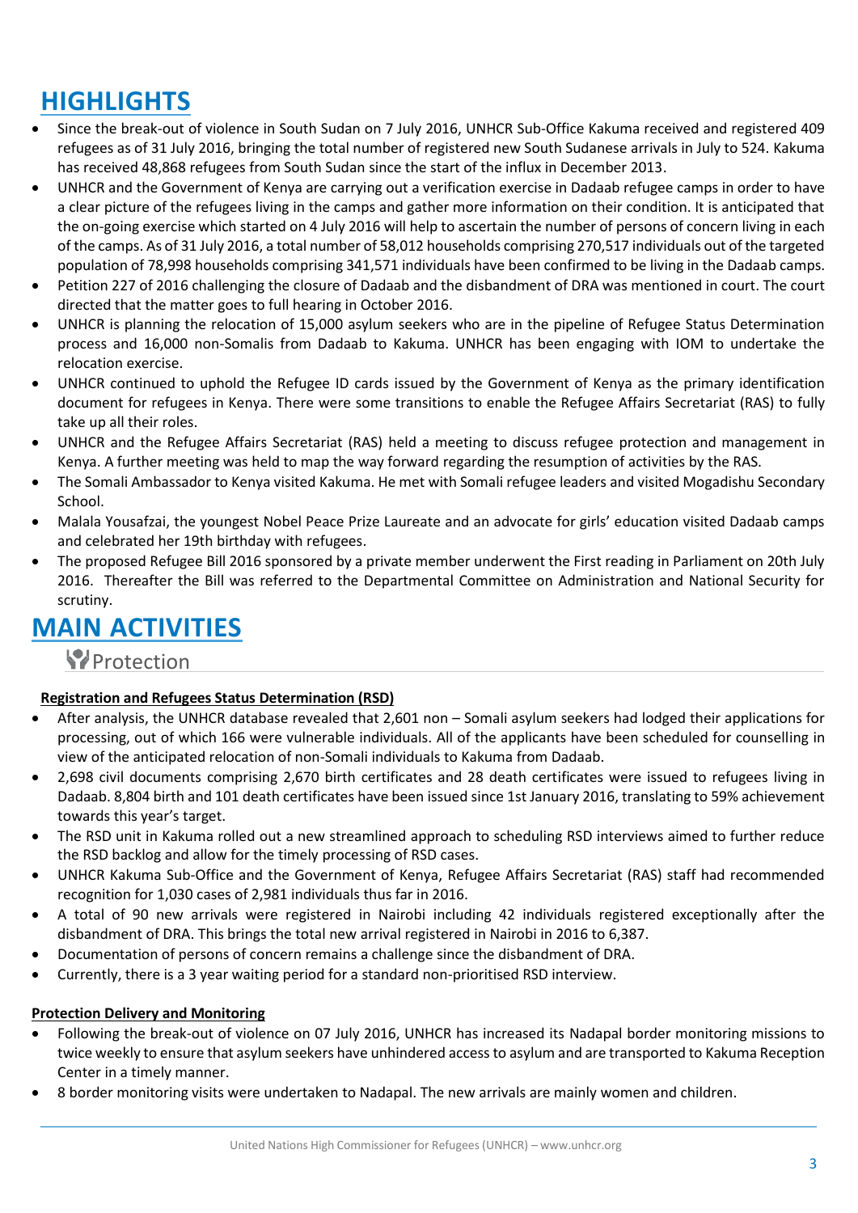# HIGHLIGHTS

- Since the break-out of violence in South Sudan on 7 July 2016, UNHCR Sub-Office Kakuma received and registered 409 refugees as of 31 July 2016, bringing the total number of registered new South Sudanese arrivals in July to 524. Kakuma has received 48,868 refugees from South Sudan since the start of the influx in December 2013.
- UNHCR and the Government of Kenya are carrying out a verification exercise in Dadaab refugee camps in order to have a clear picture of the refugees living in the camps and gather more information on their condition. It is anticipated that the on-going exercise which started on 4 July 2016 will help to ascertain the number of persons of concern living in each of the camps. As of 31 July 2016, a total number of 58,012 households comprising 270,517 individuals out of the targeted population of 78,998 households comprising 341,571 individuals have been confirmed to be living in the Dadaab camps.
- Petition 227 of 2016 challenging the closure of Dadaab and the disbandment of DRA was mentioned in court. The court directed that the matter goes to full hearing in October 2016.
- UNHCR is planning the relocation of 15,000 asylum seekers who are in the pipeline of Refugee Status Determination process and 16,000 non-Somalis from Dadaab to Kakuma. UNHCR has been engaging with IOM to undertake the relocation exercise.
- UNHCR continued to uphold the Refugee ID cards issued by the Government of Kenya as the primary identification document for refugees in Kenya. There were some transitions to enable the Refugee Affairs Secretariat (RAS) to fully take up all their roles.
- UNHCR and the Refugee Affairs Secretariat (RAS) held a meeting to discuss refugee protection and management in Kenya. A further meeting was held to map the way forward regarding the resumption of activities by the RAS.
- The Somali Ambassador to Kenya visited Kakuma. He met with Somali refugee leaders and visited Mogadishu Secondary School.
- Malala Yousafzai, the youngest Nobel Peace Prize Laureate and an advocate for girls' education visited Dadaab camps and celebrated her 19th birthday with refugees.
- The proposed Refugee Bill 2016 sponsored by a private member underwent the First reading in Parliament on 20th July 2016. Thereafter the Bill was referred to the Departmental Committee on Administration and National Security for scrutiny.

# MAIN ACTIVITIES

## Protection

### Registration and Refugees Status Determination (RSD)

- After analysis, the UNHCR database revealed that 2,601 non – Somali asylum seekers had lodged their applications for processing, out of which 166 were vulnerable individuals. All of the applicants have been scheduled for counselling in view of the anticipated relocation of non-Somali individuals to Kakuma from Dadaab.
- 2,698 civil documents comprising 2,670 birth certificates and 28 death certificates were issued to refugees living in Dadaab. 8,804 birth and 101 death certificates have been issued since 1st January 2016, translating to 59% achievement towards this year's target.
- The RSD unit in Kakuma rolled out a new streamlined approach to scheduling RSD interviews aimed to further reduce the RSD backlog and allow for the timely processing of RSD cases.
- UNHCR Kakuma Sub-Office and the Government of Kenya, Refugee Affairs Secretariat (RAS) staff had recommended recognition for 1,030 cases of 2,981 individuals thus far in 2016.
- A total of 90 new arrivals were registered in Nairobi including 42 individuals registered exceptionally after the disbandment of DRA. This brings the total new arrival registered in Nairobi in 2016 to 6,387.
- Documentation of persons of concern remains a challenge since the disbandment of DRA.
- Currently, there is a 3 year waiting period for a standard non-prioritised RSD interview.

### Protection Delivery and Monitoring

- Following the break-out of violence on 07 July 2016, UNHCR has increased its Nadapal border monitoring missions to twice weekly to ensure that asylum seekers have unhindered access to asylum and are transported to Kakuma Reception Center in a timely manner.
- 8 border monitoring visits were undertaken to Nadapal. The new arrivals are mainly women and children.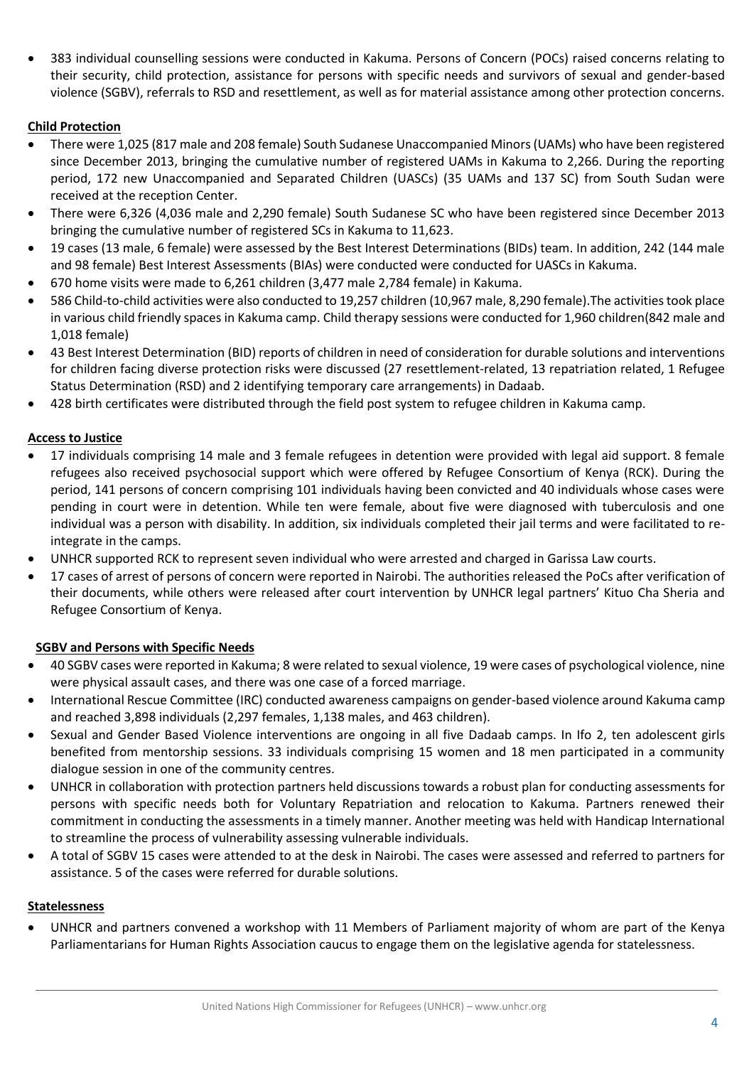- 383 individual counselling sessions were conducted in Kakuma. Persons of Concern (POCs) raised concerns relating to their security, child protection, assistance for persons with specific needs and survivors of sexual and gender-based violence (SGBV), referrals to RSD and resettlement, as well as for material assistance among other protection concerns.

**Child Protection**

- There were 1,025 (817 male and 208 female) South Sudanese Unaccompanied Minors (UAMs) who have been registered since December 2013, bringing the cumulative number of registered UAMs in Kakuma to 2,266. During the reporting period, 172 new Unaccompanied and Separated Children (UASCs) (35 UAMs and 137 SC) from South Sudan were received at the reception Center.
- There were 6,326 (4,036 male and 2,290 female) South Sudanese SC who have been registered since December 2013 bringing the cumulative number of registered SCs in Kakuma to 11,623.
- 19 cases (13 male, 6 female) were assessed by the Best Interest Determinations (BIDs) team. In addition, 242 (144 male and 98 female) Best Interest Assessments (BIAs) were conducted were conducted for UASCs in Kakuma.
- 670 home visits were made to 6,261 children (3,477 male 2,784 female) in Kakuma.
- 586 Child-to-child activities were also conducted to 19,257 children (10,967 male, 8,290 female).The activities took place in various child friendly spaces in Kakuma camp. Child therapy sessions were conducted for 1,960 children(842 male and 1,018 female)
- 43 Best Interest Determination (BID) reports of children in need of consideration for durable solutions and interventions for children facing diverse protection risks were discussed (27 resettlement-related, 13 repatriation related, 1 Refugee Status Determination (RSD) and 2 identifying temporary care arrangements) in Dadaab.
- 428 birth certificates were distributed through the field post system to refugee children in Kakuma camp.

**Access to Justice**

- 17 individuals comprising 14 male and 3 female refugees in detention were provided with legal aid support. 8 female refugees also received psychosocial support which were offered by Refugee Consortium of Kenya (RCK). During the period, 141 persons of concern comprising 101 individuals having been convicted and 40 individuals whose cases were pending in court were in detention. While ten were female, about five were diagnosed with tuberculosis and one individual was a person with disability. In addition, six individuals completed their jail terms and were facilitated to re-integrate in the camps.
- UNHCR supported RCK to represent seven individual who were arrested and charged in Garissa Law courts.
- 17 cases of arrest of persons of concern were reported in Nairobi. The authorities released the PoCs after verification of their documents, while others were released after court intervention by UNHCR legal partners' Kituo Cha Sheria and Refugee Consortium of Kenya.

**SGBV and Persons with Specific Needs**

- 40 SGBV cases were reported in Kakuma; 8 were related to sexual violence, 19 were cases of psychological violence, nine were physical assault cases, and there was one case of a forced marriage.
- International Rescue Committee (IRC) conducted awareness campaigns on gender-based violence around Kakuma camp and reached 3,898 individuals (2,297 females, 1,138 males, and 463 children).
- Sexual and Gender Based Violence interventions are ongoing in all five Dadaab camps. In Ifo 2, ten adolescent girls benefited from mentorship sessions. 33 individuals comprising 15 women and 18 men participated in a community dialogue session in one of the community centres.
- UNHCR in collaboration with protection partners held discussions towards a robust plan for conducting assessments for persons with specific needs both for Voluntary Repatriation and relocation to Kakuma. Partners renewed their commitment in conducting the assessments in a timely manner. Another meeting was held with Handicap International to streamline the process of vulnerability assessing vulnerable individuals.
- A total of SGBV 15 cases were attended to at the desk in Nairobi. The cases were assessed and referred to partners for assistance. 5 of the cases were referred for durable solutions.

**Statelessness**

- UNHCR and partners convened a workshop with 11 Members of Parliament majority of whom are part of the Kenya Parliamentarians for Human Rights Association caucus to engage them on the legislative agenda for statelessness.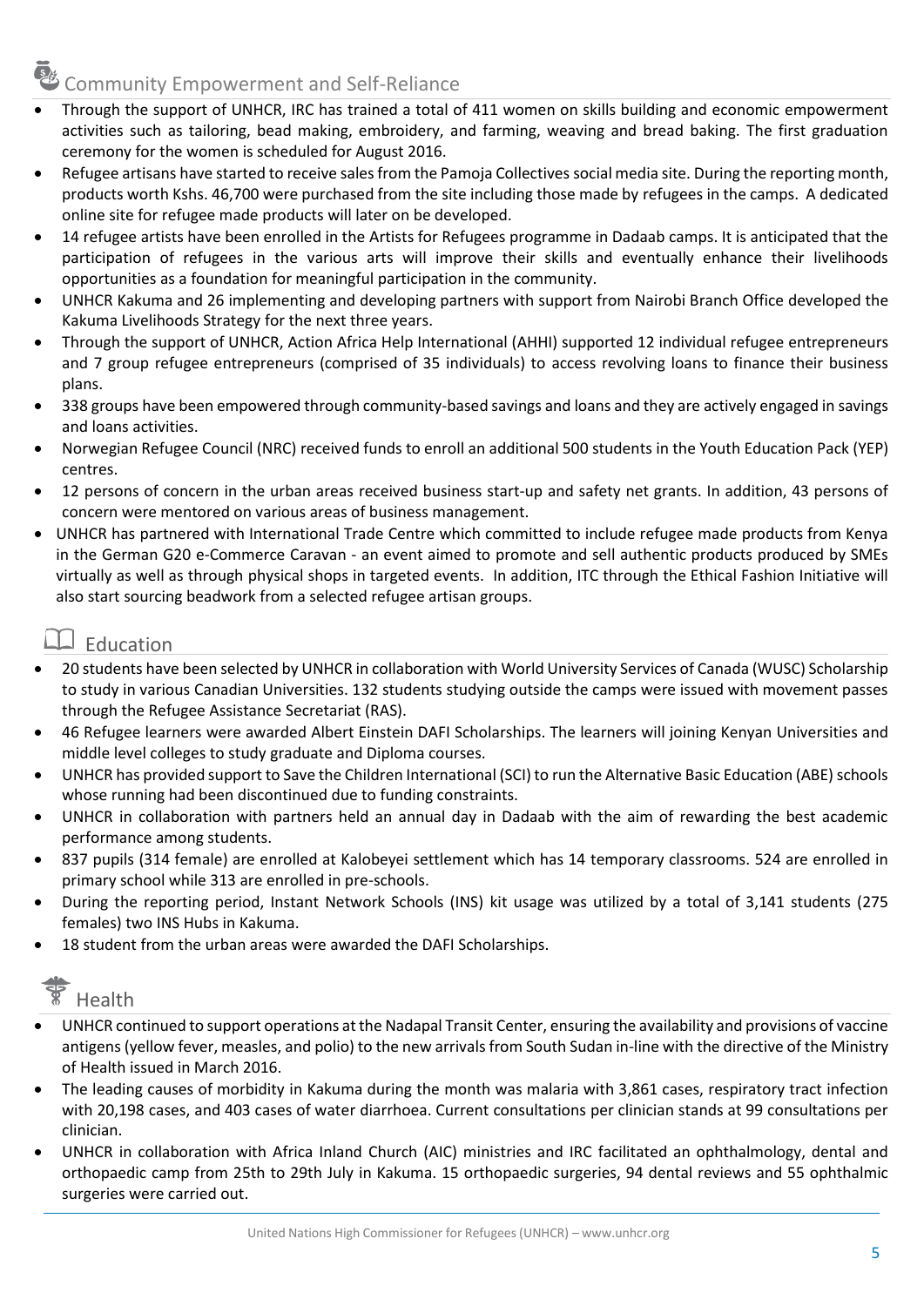## Community Empowerment and Self-Reliance

- Through the support of UNHCR, IRC has trained a total of 411 women on skills building and economic empowerment activities such as tailoring, bead making, embroidery, and farming, weaving and bread baking. The first graduation ceremony for the women is scheduled for August 2016.
- Refugee artisans have started to receive sales from the Pamoja Collectives social media site. During the reporting month, products worth Kshs. 46,700 were purchased from the site including those made by refugees in the camps. A dedicated online site for refugee made products will later on be developed.
- 14 refugee artists have been enrolled in the Artists for Refugees programme in Dadaab camps. It is anticipated that the participation of refugees in the various arts will improve their skills and eventually enhance their livelihoods opportunities as a foundation for meaningful participation in the community.
- UNHCR Kakuma and 26 implementing and developing partners with support from Nairobi Branch Office developed the Kakuma Livelihoods Strategy for the next three years.
- Through the support of UNHCR, Action Africa Help International (AHHI) supported 12 individual refugee entrepreneurs and 7 group refugee entrepreneurs (comprised of 35 individuals) to access revolving loans to finance their business plans.
- 338 groups have been empowered through community-based savings and loans and they are actively engaged in savings and loans activities.
- Norwegian Refugee Council (NRC) received funds to enroll an additional 500 students in the Youth Education Pack (YEP) centres.
- 12 persons of concern in the urban areas received business start-up and safety net grants. In addition, 43 persons of concern were mentored on various areas of business management.
- UNHCR has partnered with International Trade Centre which committed to include refugee made products from Kenya in the German G20 e-Commerce Caravan - an event aimed to promote and sell authentic products produced by SMEs virtually as well as through physical shops in targeted events. In addition, ITC through the Ethical Fashion Initiative will also start sourcing beadwork from a selected refugee artisan groups.

## Education

- 20 students have been selected by UNHCR in collaboration with World University Services of Canada (WUSC) Scholarship to study in various Canadian Universities. 132 students studying outside the camps were issued with movement passes through the Refugee Assistance Secretariat (RAS).
- 46 Refugee learners were awarded Albert Einstein DAFI Scholarships. The learners will joining Kenyan Universities and middle level colleges to study graduate and Diploma courses.
- UNHCR has provided support to Save the Children International (SCI) to run the Alternative Basic Education (ABE) schools whose running had been discontinued due to funding constraints.
- UNHCR in collaboration with partners held an annual day in Dadaab with the aim of rewarding the best academic performance among students.
- 837 pupils (314 female) are enrolled at Kalobeyei settlement which has 14 temporary classrooms. 524 are enrolled in primary school while 313 are enrolled in pre-schools.
- During the reporting period, Instant Network Schools (INS) kit usage was utilized by a total of 3,141 students (275 females) two INS Hubs in Kakuma.
- 18 student from the urban areas were awarded the DAFI Scholarships.

## Health

- UNHCR continued to support operations at the Nadapal Transit Center, ensuring the availability and provisions of vaccine antigens (yellow fever, measles, and polio) to the new arrivals from South Sudan in-line with the directive of the Ministry of Health issued in March 2016.
- The leading causes of morbidity in Kakuma during the month was malaria with 3,861 cases, respiratory tract infection with 20,198 cases, and 403 cases of water diarrhoea. Current consultations per clinician stands at 99 consultations per clinician.
- UNHCR in collaboration with Africa Inland Church (AIC) ministries and IRC facilitated an ophthalmology, dental and orthopaedic camp from 25th to 29th July in Kakuma. 15 orthopaedic surgeries, 94 dental reviews and 55 ophthalmic surgeries were carried out.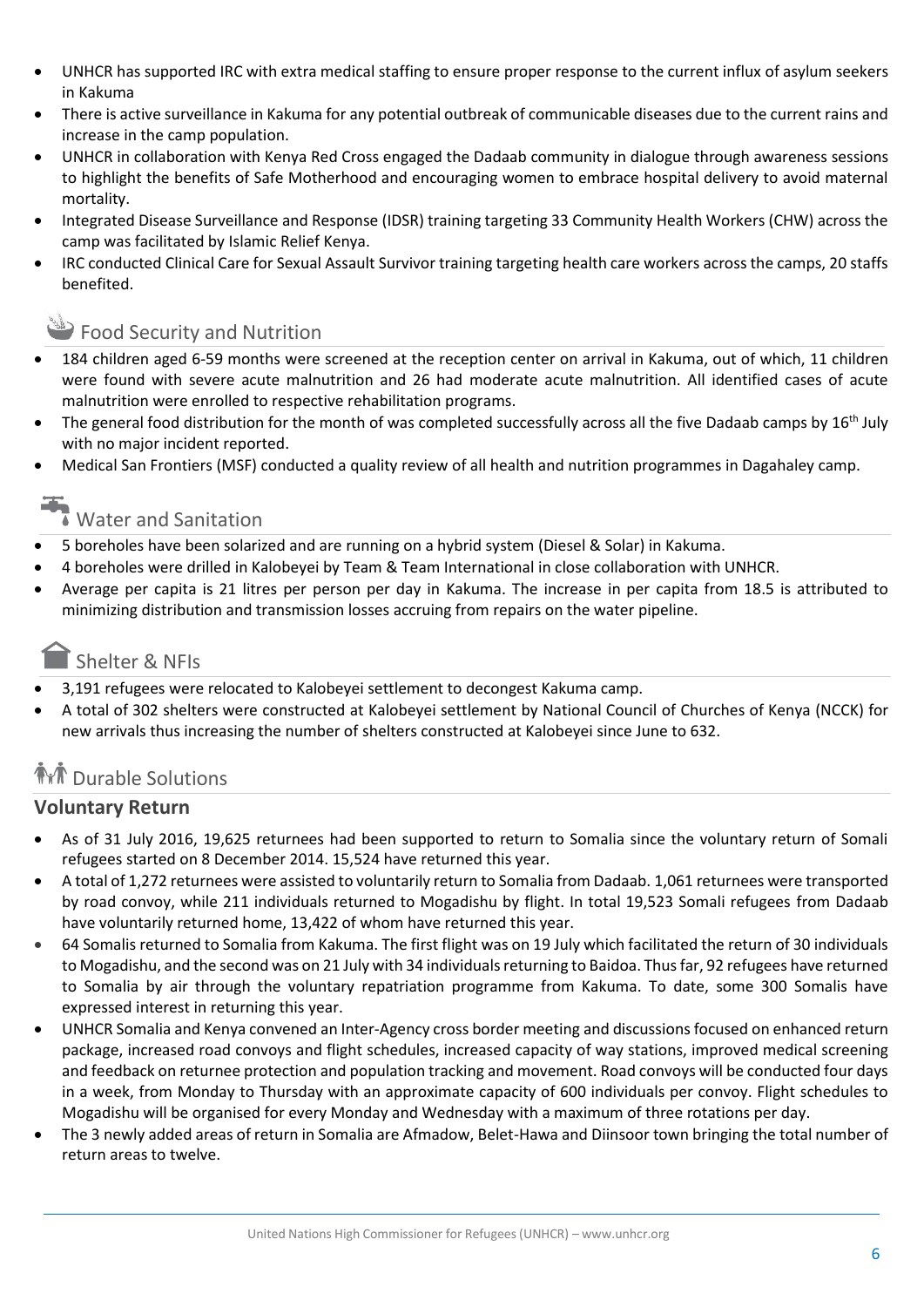- UNHCR has supported IRC with extra medical staffing to ensure proper response to the current influx of asylum seekers in Kakuma
- There is active surveillance in Kakuma for any potential outbreak of communicable diseases due to the current rains and increase in the camp population.
- UNHCR in collaboration with Kenya Red Cross engaged the Dadaab community in dialogue through awareness sessions to highlight the benefits of Safe Motherhood and encouraging women to embrace hospital delivery to avoid maternal mortality.
- Integrated Disease Surveillance and Response (IDSR) training targeting 33 Community Health Workers (CHW) across the camp was facilitated by Islamic Relief Kenya.
- IRC conducted Clinical Care for Sexual Assault Survivor training targeting health care workers across the camps, 20 staffs benefited.

## Food Security and Nutrition

- 184 children aged 6-59 months were screened at the reception center on arrival in Kakuma, out of which, 11 children were found with severe acute malnutrition and 26 had moderate acute malnutrition. All identified cases of acute malnutrition were enrolled to respective rehabilitation programs.
- The general food distribution for the month of was completed successfully across all the five Dadaab camps by 16th July with no major incident reported.
- Medical San Frontiers (MSF) conducted a quality review of all health and nutrition programmes in Dagahaley camp.

## Water and Sanitation

- 5 boreholes have been solarized and are running on a hybrid system (Diesel & Solar) in Kakuma.
- 4 boreholes were drilled in Kalobeyei by Team & Team International in close collaboration with UNHCR.
- Average per capita is 21 litres per person per day in Kakuma. The increase in per capita from 18.5 is attributed to minimizing distribution and transmission losses accruing from repairs on the water pipeline.

## Shelter & NFIs

- 3,191 refugees were relocated to Kalobeyei settlement to decongest Kakuma camp.
- A total of 302 shelters were constructed at Kalobeyei settlement by National Council of Churches of Kenya (NCCK) for new arrivals thus increasing the number of shelters constructed at Kalobeyei since June to 632.

## Durable Solutions

### Voluntary Return

- As of 31 July 2016, 19,625 returnees had been supported to return to Somalia since the voluntary return of Somali refugees started on 8 December 2014. 15,524 have returned this year.
- A total of 1,272 returnees were assisted to voluntarily return to Somalia from Dadaab. 1,061 returnees were transported by road convoy, while 211 individuals returned to Mogadishu by flight. In total 19,523 Somali refugees from Dadaab have voluntarily returned home, 13,422 of whom have returned this year.
- 64 Somalis returned to Somalia from Kakuma. The first flight was on 19 July which facilitated the return of 30 individuals to Mogadishu, and the second was on 21 July with 34 individuals returning to Baidoa. Thus far, 92 refugees have returned to Somalia by air through the voluntary repatriation programme from Kakuma. To date, some 300 Somalis have expressed interest in returning this year.
- UNHCR Somalia and Kenya convened an Inter-Agency cross border meeting and discussions focused on enhanced return package, increased road convoys and flight schedules, increased capacity of way stations, improved medical screening and feedback on returnee protection and population tracking and movement. Road convoys will be conducted four days in a week, from Monday to Thursday with an approximate capacity of 600 individuals per convoy. Flight schedules to Mogadishu will be organised for every Monday and Wednesday with a maximum of three rotations per day.
- The 3 newly added areas of return in Somalia are Afmadow, Belet-Hawa and Diinsoor town bringing the total number of return areas to twelve.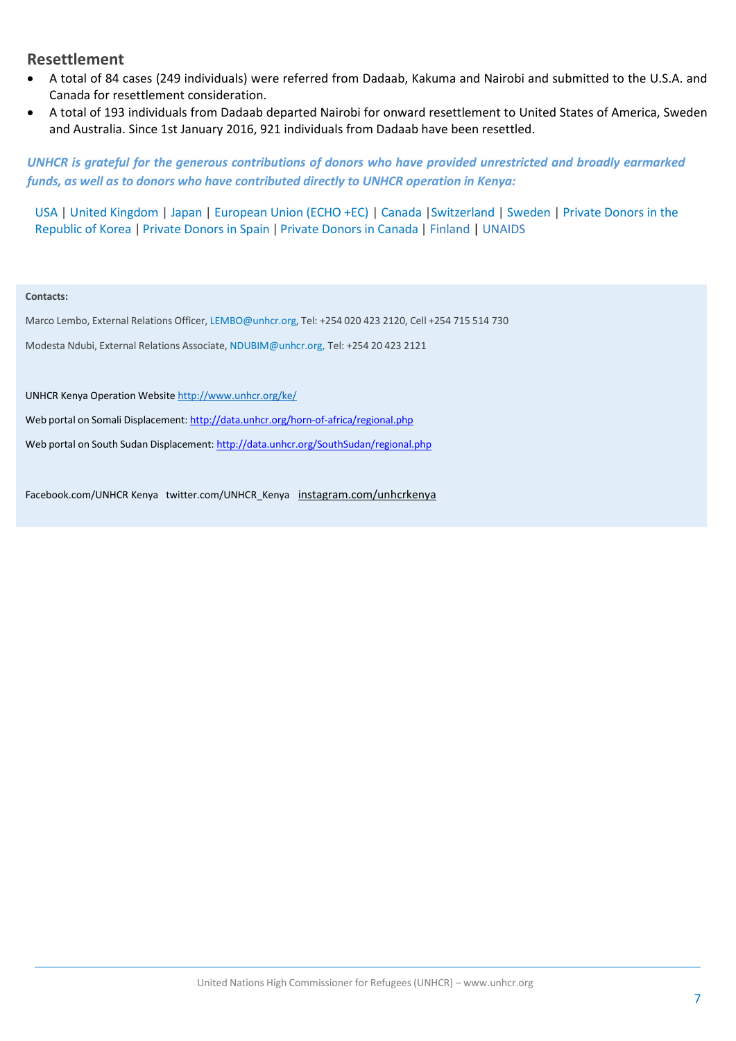## Resettlement

- A total of 84 cases (249 individuals) were referred from Dadaab, Kakuma and Nairobi and submitted to the U.S.A. and Canada for resettlement consideration.
- A total of 193 individuals from Dadaab departed Nairobi for onward resettlement to United States of America, Sweden and Australia. Since 1st January 2016, 921 individuals from Dadaab have been resettled.

***UNHCR is grateful for the generous contributions of donors who have provided unrestricted and broadly earmarked funds, as well as to donors who have contributed directly to UNHCR operation in Kenya:***

USA | United Kingdom | Japan | European Union (ECHO +EC) | Canada |Switzerland | Sweden | Private Donors in the Republic of Korea | Private Donors in Spain | Private Donors in Canada | Finland | UNAIDS

**Contacts:**

Marco Lembo, External Relations Officer, LEMBO@unhcr.org, Tel: +254 020 423 2120, Cell +254 715 514 730

Modesta Ndubi, External Relations Associate, NDUBIM@unhcr.org, Tel: +254 20 423 2121

UNHCR Kenya Operation Website http://www.unhcr.org/ke/

Web portal on Somali Displacement: http://data.unhcr.org/horn-of-africa/regional.php

Web portal on South Sudan Displacement: http://data.unhcr.org/SouthSudan/regional.php

Facebook.com/UNHCR Kenya twitter.com/UNHCR_Kenya instagram.com/unhcrkenya